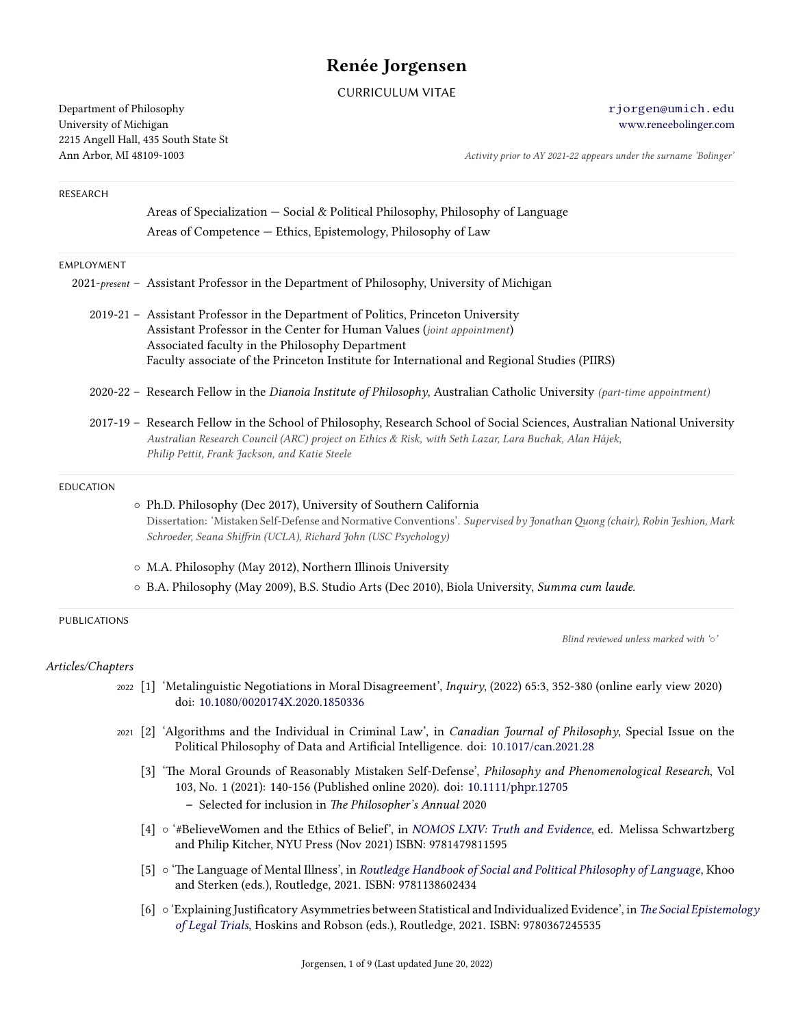# Renée Jorgensen

CURRICULUM VITAE

Department of Philosophy
University of Michigan
2215 Angell Hall, 435 South State St
Ann Arbor, MI 48109-1003

rjorgen@umich.edu
www.reneebolinger.com

*Activity prior to AY 2021-22 appears under the surname 'Bolinger'*

## RESEARCH

Areas of Specialization — Social & Political Philosophy, Philosophy of Language

Areas of Competence — Ethics, Epistemology, Philosophy of Law

## EMPLOYMENT

2021-*present* – Assistant Professor in the Department of Philosophy, University of Michigan

2019-21 – Assistant Professor in the Department of Politics, Princeton University
Assistant Professor in the Center for Human Values (*joint appointment*)
Associated faculty in the Philosophy Department
Faculty associate of the Princeton Institute for International and Regional Studies (PIIRS)

2020-22 – Research Fellow in the *Dianoia Institute of Philosophy*, Australian Catholic University *(part-time appointment)*

2017-19 – Research Fellow in the School of Philosophy, Research School of Social Sciences, Australian National University
*Australian Research Council (ARC) project on Ethics & Risk, with Seth Lazar, Lara Buchak, Alan Hájek, Philip Pettit, Frank Jackson, and Katie Steele*

## EDUCATION

- Ph.D. Philosophy (Dec 2017), University of Southern California
  Dissertation: 'Mistaken Self-Defense and Normative Conventions'. *Supervised by Jonathan Quong (chair), Robin Jeshion, Mark Schroeder, Seana Shiffrin (UCLA), Richard John (USC Psychology)*
- M.A. Philosophy (May 2012), Northern Illinois University
- B.A. Philosophy (May 2009), B.S. Studio Arts (Dec 2010), Biola University, *Summa cum laude.*

## PUBLICATIONS

*Blind reviewed unless marked with '○'*

### *Articles/Chapters*

2022 [1] 'Metalinguistic Negotiations in Moral Disagreement', *Inquiry*, (2022) 65:3, 352-380 (online early view 2020) doi: 10.1080/0020174X.2020.1850336

2021 [2] 'Algorithms and the Individual in Criminal Law', in *Canadian Journal of Philosophy*, Special Issue on the Political Philosophy of Data and Artificial Intelligence. doi: 10.1017/can.2021.28

[3] 'The Moral Grounds of Reasonably Mistaken Self-Defense', *Philosophy and Phenomenological Research*, Vol 103, No. 1 (2021): 140-156 (Published online 2020). doi: 10.1111/phpr.12705
- Selected for inclusion in *The Philosopher's Annual* 2020

[4] ○ '#BelieveWomen and the Ethics of Belief', in *NOMOS LXIV: Truth and Evidence*, ed. Melissa Schwartzberg and Philip Kitcher, NYU Press (Nov 2021) ISBN: 9781479811595

[5] ○ 'The Language of Mental Illness', in *Routledge Handbook of Social and Political Philosophy of Language*, Khoo and Sterken (eds.), Routledge, 2021. ISBN: 9781138602434

[6] ○ 'Explaining Justificatory Asymmetries between Statistical and Individualized Evidence', in *The Social Epistemology of Legal Trials*, Hoskins and Robson (eds.), Routledge, 2021. ISBN: 9780367245535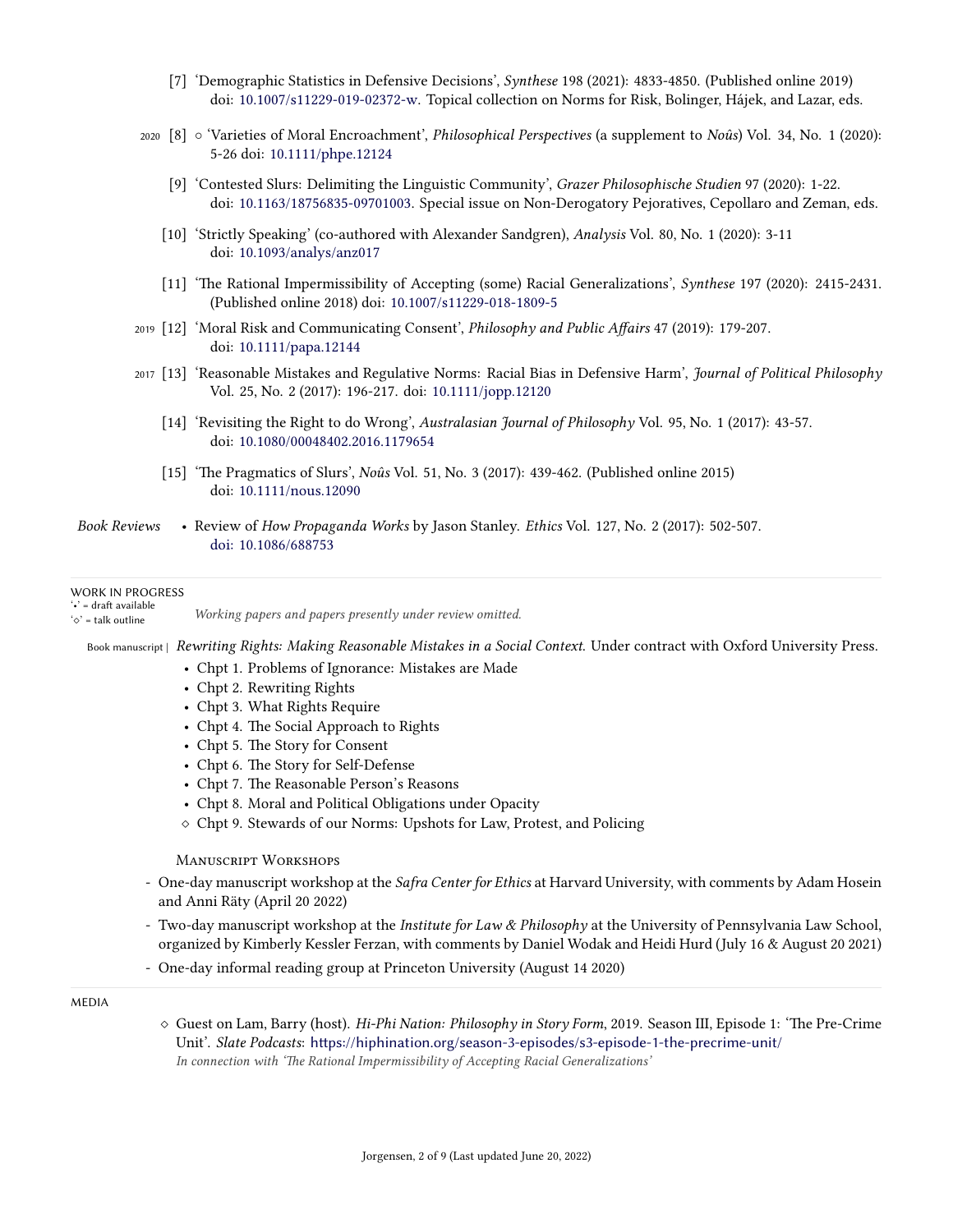[7] 'Demographic Statistics in Defensive Decisions', *Synthese* 198 (2021): 4833-4850. (Published online 2019) doi: 10.1007/s11229-019-02372-w. Topical collection on Norms for Risk, Bolinger, Hájek, and Lazar, eds.

2020 [8] ○ 'Varieties of Moral Encroachment', *Philosophical Perspectives* (a supplement to *Noûs*) Vol. 34, No. 1 (2020): 5-26 doi: 10.1111/phpe.12124

[9] 'Contested Slurs: Delimiting the Linguistic Community', *Grazer Philosophische Studien* 97 (2020): 1-22. doi: 10.1163/18756835-09701003. Special issue on Non-Derogatory Pejoratives, Cepollaro and Zeman, eds.

[10] 'Strictly Speaking' (co-authored with Alexander Sandgren), *Analysis* Vol. 80, No. 1 (2020): 3-11 doi: 10.1093/analys/anz017

[11] 'The Rational Impermissibility of Accepting (some) Racial Generalizations', *Synthese* 197 (2020): 2415-2431. (Published online 2018) doi: 10.1007/s11229-018-1809-5

2019 [12] 'Moral Risk and Communicating Consent', *Philosophy and Public Affairs* 47 (2019): 179-207. doi: 10.1111/papa.12144

2017 [13] 'Reasonable Mistakes and Regulative Norms: Racial Bias in Defensive Harm', *Journal of Political Philosophy* Vol. 25, No. 2 (2017): 196-217. doi: 10.1111/jopp.12120

[14] 'Revisiting the Right to do Wrong', *Australasian Journal of Philosophy* Vol. 95, No. 1 (2017): 43-57. doi: 10.1080/00048402.2016.1179654

[15] 'The Pragmatics of Slurs', *Noûs* Vol. 51, No. 3 (2017): 439-462. (Published online 2015) doi: 10.1111/nous.12090

*Book Reviews*

- Review of *How Propaganda Works* by Jason Stanley. *Ethics* Vol. 127, No. 2 (2017): 502-507. doi: 10.1086/688753

## WORK IN PROGRESS

'•' = draft available
'◇' = talk outline

*Working papers and papers presently under review omitted.*

Book manuscript | *Rewriting Rights: Making Reasonable Mistakes in a Social Context.* Under contract with Oxford University Press.

- Chpt 1. Problems of Ignorance: Mistakes are Made
- Chpt 2. Rewriting Rights
- Chpt 3. What Rights Require
- Chpt 4. The Social Approach to Rights
- Chpt 5. The Story for Consent
- Chpt 6. The Story for Self-Defense
- Chpt 7. The Reasonable Person's Reasons
- Chpt 8. Moral and Political Obligations under Opacity
- ◇ Chpt 9. Stewards of our Norms: Upshots for Law, Protest, and Policing

### Manuscript Workshops

- One-day manuscript workshop at the *Safra Center for Ethics* at Harvard University, with comments by Adam Hosein and Anni Räty (April 20 2022)
- Two-day manuscript workshop at the *Institute for Law & Philosophy* at the University of Pennsylvania Law School, organized by Kimberly Kessler Ferzan, with comments by Daniel Wodak and Heidi Hurd (July 16 & August 20 2021)
- One-day informal reading group at Princeton University (August 14 2020)

## MEDIA

◇ Guest on Lam, Barry (host). *Hi-Phi Nation: Philosophy in Story Form*, 2019. Season III, Episode 1: 'The Pre-Crime Unit'. *Slate Podcasts*: https://hiphination.org/season-3-episodes/s3-episode-1-the-precrime-unit/
*In connection with 'The Rational Impermissibility of Accepting Racial Generalizations'*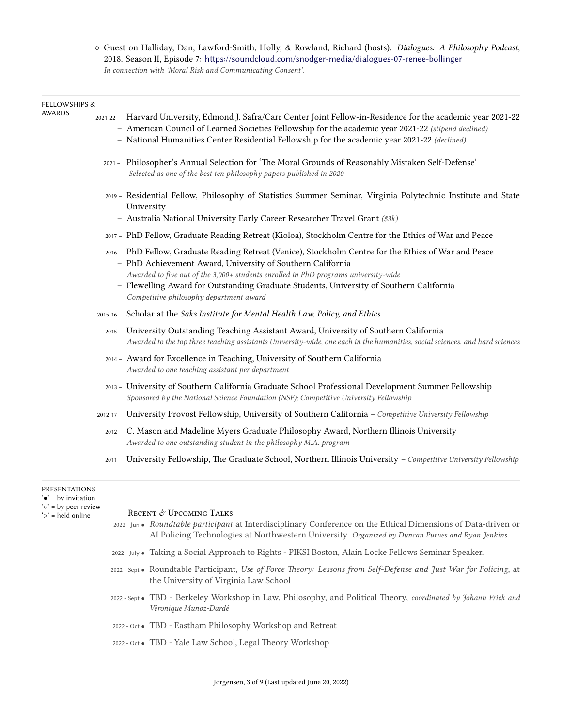◇ Guest on Halliday, Dan, Lawford-Smith, Holly, & Rowland, Richard (hosts). *Dialogues: A Philosophy Podcast*, 2018. Season II, Episode 7: https://soundcloud.com/snodger-media/dialogues-07-renee-bollinger
*In connection with 'Moral Risk and Communicating Consent'.*

## FELLOWSHIPS & AWARDS

2021-22 – Harvard University, Edmond J. Safra/Carr Center Joint Fellow-in-Residence for the academic year 2021-22
– American Council of Learned Societies Fellowship for the academic year 2021-22 *(stipend declined)*
– National Humanities Center Residential Fellowship for the academic year 2021-22 *(declined)*

2021 – Philosopher's Annual Selection for 'The Moral Grounds of Reasonably Mistaken Self-Defense'
*Selected as one of the best ten philosophy papers published in 2020*

2019 – Residential Fellow, Philosophy of Statistics Summer Seminar, Virginia Polytechnic Institute and State University
– Australia National University Early Career Researcher Travel Grant *($3k)*

2017 – PhD Fellow, Graduate Reading Retreat (Kioloa), Stockholm Centre for the Ethics of War and Peace

2016 – PhD Fellow, Graduate Reading Retreat (Venice), Stockholm Centre for the Ethics of War and Peace
– PhD Achievement Award, University of Southern California
*Awarded to five out of the 3,000+ students enrolled in PhD programs university-wide*
– Flewelling Award for Outstanding Graduate Students, University of Southern California
*Competitive philosophy department award*

2015-16 – Scholar at the *Saks Institute for Mental Health Law, Policy, and Ethics*

2015 – University Outstanding Teaching Assistant Award, University of Southern California
*Awarded to the top three teaching assistants University-wide, one each in the humanities, social sciences, and hard sciences*

2014 – Award for Excellence in Teaching, University of Southern California
*Awarded to one teaching assistant per department*

2013 – University of Southern California Graduate School Professional Development Summer Fellowship
*Sponsored by the National Science Foundation (NSF); Competitive University Fellowship*

2012-17 – University Provost Fellowship, University of Southern California – *Competitive University Fellowship*

2012 – C. Mason and Madeline Myers Graduate Philosophy Award, Northern Illinois University
*Awarded to one outstanding student in the philosophy M.A. program*

2011 – University Fellowship, The Graduate School, Northern Illinois University – *Competitive University Fellowship*

## PRESENTATIONS

'●' = by invitation
'○' = by peer review
'▷' = held online

### Recent & Upcoming Talks

2022 - Jun ● *Roundtable participant* at Interdisciplinary Conference on the Ethical Dimensions of Data-driven or AI Policing Technologies at Northwestern University. *Organized by Duncan Purves and Ryan Jenkins.*

2022 - July ● Taking a Social Approach to Rights - PIKSI Boston, Alain Locke Fellows Seminar Speaker.

2022 - Sept ● Roundtable Participant, *Use of Force Theory: Lessons from Self-Defense and Just War for Policing*, at the University of Virginia Law School

2022 - Sept ● TBD - Berkeley Workshop in Law, Philosophy, and Political Theory, *coordinated by Johann Frick and Véronique Munoz-Dardé*

2022 - Oct ● TBD - Eastham Philosophy Workshop and Retreat

2022 - Oct ● TBD - Yale Law School, Legal Theory Workshop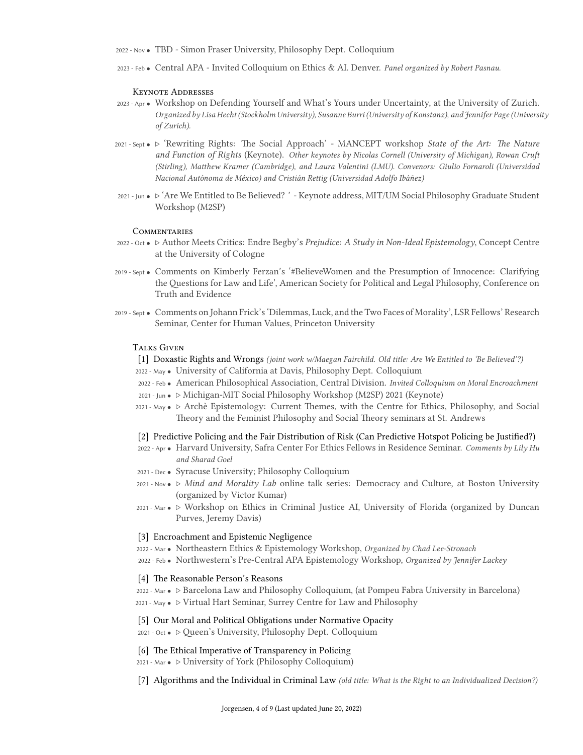- 2022 - Nov • TBD - Simon Fraser University, Philosophy Dept. Colloquium
- 2023 - Feb • Central APA - Invited Colloquium on Ethics & AI. Denver. *Panel organized by Robert Pasnau.*

### Keynote Addresses

- 2023 - Apr • Workshop on Defending Yourself and What's Yours under Uncertainty, at the University of Zurich. *Organized by Lisa Hecht (Stockholm University), Susanne Burri (University of Konstanz), and Jennifer Page (University of Zurich).*
- 2021 - Sept • ▷ 'Rewriting Rights: The Social Approach' - MANCEPT workshop *State of the Art: The Nature and Function of Rights* (Keynote). *Other keynotes by Nicolas Cornell (University of Michigan), Rowan Cruft (Stirling), Matthew Kramer (Cambridge), and Laura Valentini (LMU). Convenors: Giulio Fornaroli (Universidad Nacional Autónoma de México) and Cristián Rettig (Universidad Adolfo Ibáñez)*
- 2021 - Jun • ▷ 'Are We Entitled to Be Believed? ' - Keynote address, MIT/UM Social Philosophy Graduate Student Workshop (M2SP)

### Commentaries

- 2022 - Oct • ▷ Author Meets Critics: Endre Begby's *Prejudice: A Study in Non-Ideal Epistemology*, Concept Centre at the University of Cologne
- 2019 - Sept • Comments on Kimberly Ferzan's '#BelieveWomen and the Presumption of Innocence: Clarifying the Questions for Law and Life', American Society for Political and Legal Philosophy, Conference on Truth and Evidence
- 2019 - Sept • Comments on Johann Frick's 'Dilemmas, Luck, and the Two Faces of Morality', LSR Fellows' Research Seminar, Center for Human Values, Princeton University

### Talks Given

[1] Doxastic Rights and Wrongs *(joint work w/Maegan Fairchild. Old title: Are We Entitled to 'Be Believed'?)*

- 2022 - May • University of California at Davis, Philosophy Dept. Colloquium
- 2022 - Feb • American Philosophical Association, Central Division. *Invited Colloquium on Moral Encroachment*
- 2021 - Jun • ▷ Michigan-MIT Social Philosophy Workshop (M2SP) 2021 (Keynote)
- 2021 - May • ▷ Archè Epistemology: Current Themes, with the Centre for Ethics, Philosophy, and Social Theory and the Feminist Philosophy and Social Theory seminars at St. Andrews

[2] Predictive Policing and the Fair Distribution of Risk (Can Predictive Hotspot Policing be Justified?)

- 2022 - Apr • Harvard University, Safra Center For Ethics Fellows in Residence Seminar. *Comments by Lily Hu and Sharad Goel*
- 2021 - Dec • Syracuse University; Philosophy Colloquium
- 2021 - Nov • ▷ *Mind and Morality Lab* online talk series: Democracy and Culture, at Boston University (organized by Victor Kumar)
- 2021 - Mar • ▷ Workshop on Ethics in Criminal Justice AI, University of Florida (organized by Duncan Purves, Jeremy Davis)

[3] Encroachment and Epistemic Negligence

- 2022 - Mar • Northeastern Ethics & Epistemology Workshop, *Organized by Chad Lee-Stronach*
- 2022 - Feb • Northwestern's Pre-Central APA Epistemology Workshop, *Organized by Jennifer Lackey*

[4] The Reasonable Person's Reasons

- 2022 - Mar • ▷ Barcelona Law and Philosophy Colloquium, (at Pompeu Fabra University in Barcelona)
- 2021 - May • ▷ Virtual Hart Seminar, Surrey Centre for Law and Philosophy

[5] Our Moral and Political Obligations under Normative Opacity

- 2021 - Oct • ▷ Queen's University, Philosophy Dept. Colloquium

[6] The Ethical Imperative of Transparency in Policing

- 2021 - Mar • ▷ University of York (Philosophy Colloquium)

[7] Algorithms and the Individual in Criminal Law *(old title: What is the Right to an Individualized Decision?)*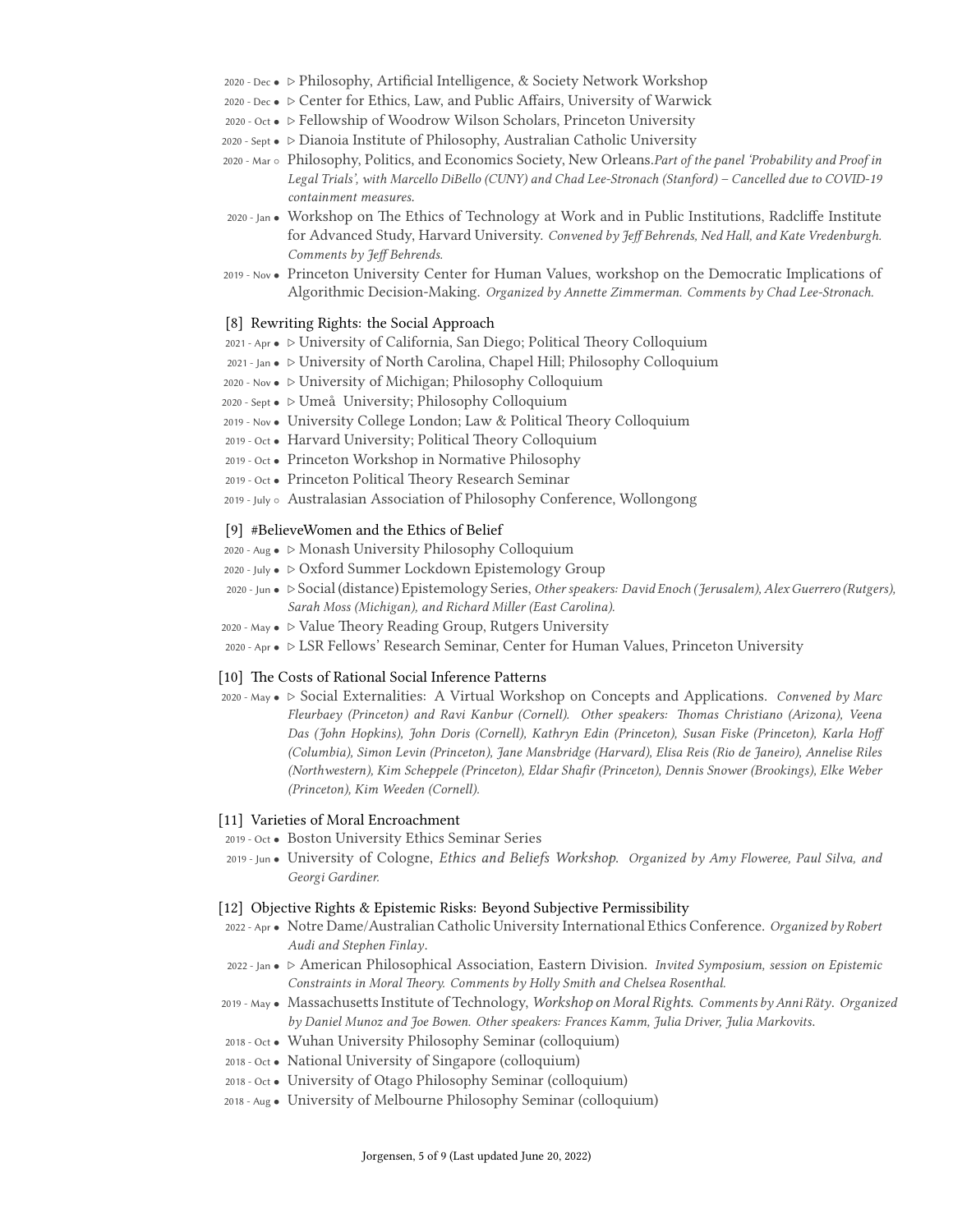- 2020 - Dec • ▷ Philosophy, Artificial Intelligence, & Society Network Workshop
- 2020 - Dec • ▷ Center for Ethics, Law, and Public Affairs, University of Warwick
- 2020 - Oct • ▷ Fellowship of Woodrow Wilson Scholars, Princeton University
- 2020 - Sept • ▷ Dianoia Institute of Philosophy, Australian Catholic University
- 2020 - Mar ○ Philosophy, Politics, and Economics Society, New Orleans.*Part of the panel 'Probability and Proof in Legal Trials', with Marcello DiBello (CUNY) and Chad Lee-Stronach (Stanford) – Cancelled due to COVID-19 containment measures.*
- 2020 - Jan • Workshop on The Ethics of Technology at Work and in Public Institutions, Radcliffe Institute for Advanced Study, Harvard University. *Convened by Jeff Behrends, Ned Hall, and Kate Vredenburgh. Comments by Jeff Behrends.*
- 2019 - Nov • Princeton University Center for Human Values, workshop on the Democratic Implications of Algorithmic Decision-Making. *Organized by Annette Zimmerman. Comments by Chad Lee-Stronach.*

[8] Rewriting Rights: the Social Approach

- 2021 - Apr • ▷ University of California, San Diego; Political Theory Colloquium
- 2021 - Jan • ▷ University of North Carolina, Chapel Hill; Philosophy Colloquium
- 2020 - Nov • ▷ University of Michigan; Philosophy Colloquium
- 2020 - Sept • ▷ Umeå University; Philosophy Colloquium
- 2019 - Nov • University College London; Law & Political Theory Colloquium
- 2019 - Oct • Harvard University; Political Theory Colloquium
- 2019 - Oct • Princeton Workshop in Normative Philosophy
- 2019 - Oct • Princeton Political Theory Research Seminar
- 2019 - July ○ Australasian Association of Philosophy Conference, Wollongong

[9] #BelieveWomen and the Ethics of Belief

- 2020 - Aug • ▷ Monash University Philosophy Colloquium
- 2020 - July • ▷ Oxford Summer Lockdown Epistemology Group
- 2020 - Jun • ▷ Social (distance) Epistemology Series, *Other speakers: David Enoch (Jerusalem), Alex Guerrero (Rutgers), Sarah Moss (Michigan), and Richard Miller (East Carolina).*
- 2020 - May • ▷ Value Theory Reading Group, Rutgers University
- 2020 - Apr • ▷ LSR Fellows' Research Seminar, Center for Human Values, Princeton University

[10] The Costs of Rational Social Inference Patterns

- 2020 - May • ▷ Social Externalities: A Virtual Workshop on Concepts and Applications. *Convened by Marc Fleurbaey (Princeton) and Ravi Kanbur (Cornell). Other speakers: Thomas Christiano (Arizona), Veena Das (John Hopkins), John Doris (Cornell), Kathryn Edin (Princeton), Susan Fiske (Princeton), Karla Hoff (Columbia), Simon Levin (Princeton), Jane Mansbridge (Harvard), Elisa Reis (Rio de Janeiro), Annelise Riles (Northwestern), Kim Scheppele (Princeton), Eldar Shafir (Princeton), Dennis Snower (Brookings), Elke Weber (Princeton), Kim Weeden (Cornell).*

[11] Varieties of Moral Encroachment

- 2019 - Oct • Boston University Ethics Seminar Series
- 2019 - Jun • University of Cologne, *Ethics and Beliefs Workshop*. *Organized by Amy Floweree, Paul Silva, and Georgi Gardiner.*

[12] Objective Rights & Epistemic Risks: Beyond Subjective Permissibility

- 2022 - Apr • Notre Dame/Australian Catholic University International Ethics Conference. *Organized by Robert Audi and Stephen Finlay*.
- 2022 - Jan • ▷ American Philosophical Association, Eastern Division. *Invited Symposium, session on Epistemic Constraints in Moral Theory. Comments by Holly Smith and Chelsea Rosenthal.*
- 2019 - May • Massachusetts Institute of Technology, *Workshop on Moral Rights*. *Comments by Anni Räty*. *Organized by Daniel Munoz and Joe Bowen. Other speakers: Frances Kamm, Julia Driver, Julia Markovits.*
- 2018 - Oct • Wuhan University Philosophy Seminar (colloquium)
- 2018 - Oct • National University of Singapore (colloquium)
- 2018 - Oct • University of Otago Philosophy Seminar (colloquium)
- 2018 - Aug • University of Melbourne Philosophy Seminar (colloquium)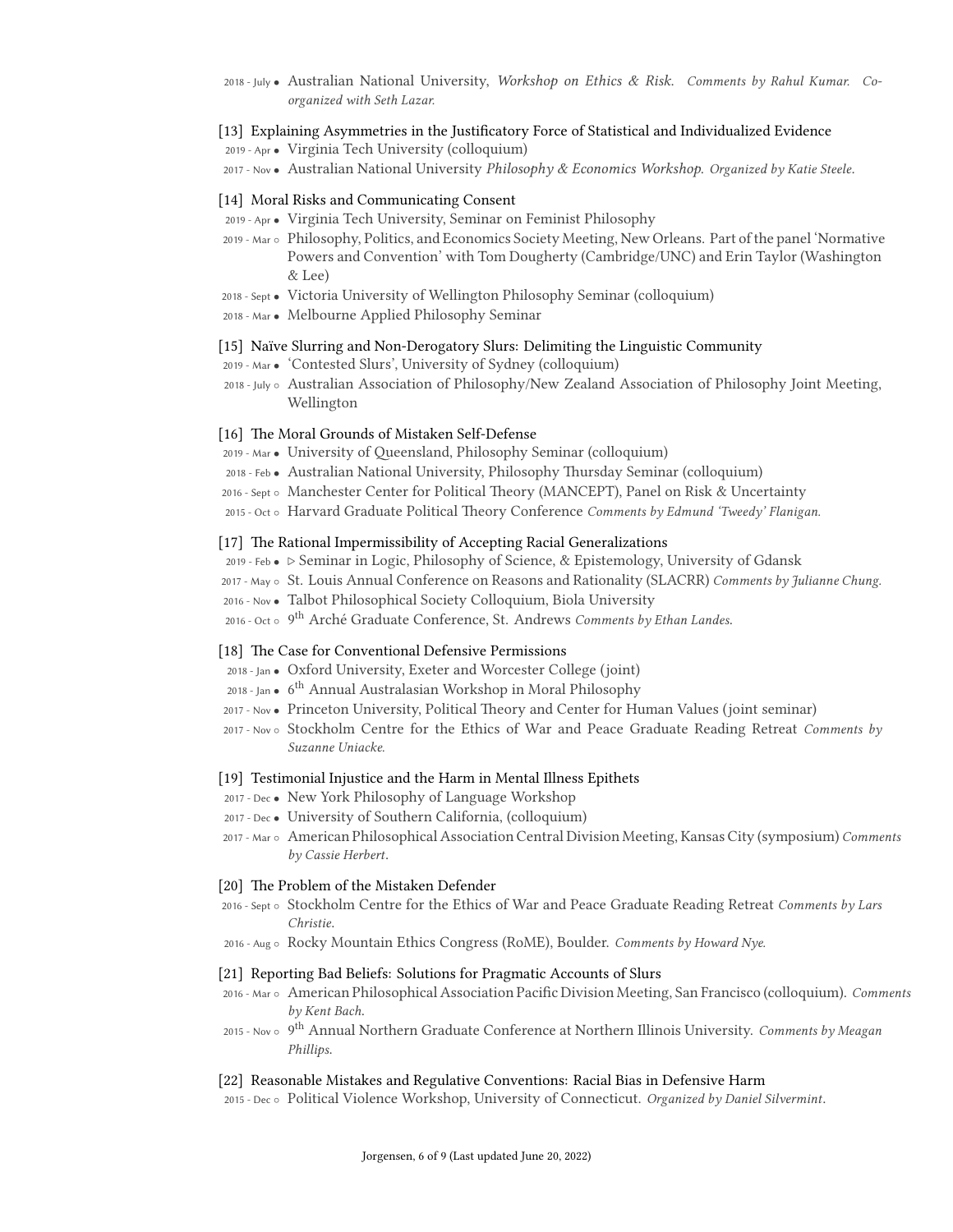- 2018 - July • Australian National University, *Workshop on Ethics & Risk*. *Comments by Rahul Kumar. Co-organized with Seth Lazar.*

[13] Explaining Asymmetries in the Justificatory Force of Statistical and Individualized Evidence

- 2019 - Apr • Virginia Tech University (colloquium)
- 2017 - Nov • Australian National University *Philosophy & Economics Workshop*. *Organized by Katie Steele.*

[14] Moral Risks and Communicating Consent

- 2019 - Apr • Virginia Tech University, Seminar on Feminist Philosophy
- 2019 - Mar ○ Philosophy, Politics, and Economics Society Meeting, New Orleans. Part of the panel 'Normative Powers and Convention' with Tom Dougherty (Cambridge/UNC) and Erin Taylor (Washington & Lee)
- 2018 - Sept • Victoria University of Wellington Philosophy Seminar (colloquium)
- 2018 - Mar • Melbourne Applied Philosophy Seminar

[15] Naïve Slurring and Non-Derogatory Slurs: Delimiting the Linguistic Community

- 2019 - Mar • 'Contested Slurs', University of Sydney (colloquium)
- 2018 - July ○ Australian Association of Philosophy/New Zealand Association of Philosophy Joint Meeting, Wellington

[16] The Moral Grounds of Mistaken Self-Defense

- 2019 - Mar • University of Queensland, Philosophy Seminar (colloquium)
- 2018 - Feb • Australian National University, Philosophy Thursday Seminar (colloquium)
- 2016 - Sept ○ Manchester Center for Political Theory (MANCEPT), Panel on Risk & Uncertainty
- 2015 - Oct ○ Harvard Graduate Political Theory Conference *Comments by Edmund 'Tweedy' Flanigan.*

[17] The Rational Impermissibility of Accepting Racial Generalizations

- 2019 - Feb • ▷ Seminar in Logic, Philosophy of Science, & Epistemology, University of Gdansk
- 2017 - May ○ St. Louis Annual Conference on Reasons and Rationality (SLACRR) *Comments by Julianne Chung.*
- 2016 - Nov • Talbot Philosophical Society Colloquium, Biola University
- 2016 - Oct ○ 9th Arché Graduate Conference, St. Andrews *Comments by Ethan Landes.*

[18] The Case for Conventional Defensive Permissions

- 2018 - Jan • Oxford University, Exeter and Worcester College (joint)
- 2018 - Jan • 6th Annual Australasian Workshop in Moral Philosophy
- 2017 - Nov • Princeton University, Political Theory and Center for Human Values (joint seminar)
- 2017 - Nov ○ Stockholm Centre for the Ethics of War and Peace Graduate Reading Retreat *Comments by Suzanne Uniacke.*

[19] Testimonial Injustice and the Harm in Mental Illness Epithets

- 2017 - Dec • New York Philosophy of Language Workshop
- 2017 - Dec • University of Southern California, (colloquium)
- 2017 - Mar ○ American Philosophical Association Central Division Meeting, Kansas City (symposium) *Comments by Cassie Herbert.*

[20] The Problem of the Mistaken Defender

- 2016 - Sept ○ Stockholm Centre for the Ethics of War and Peace Graduate Reading Retreat *Comments by Lars Christie.*
- 2016 - Aug ○ Rocky Mountain Ethics Congress (RoME), Boulder. *Comments by Howard Nye.*

[21] Reporting Bad Beliefs: Solutions for Pragmatic Accounts of Slurs

- 2016 - Mar ○ American Philosophical Association Pacific Division Meeting, San Francisco (colloquium). *Comments by Kent Bach.*
- 2015 - Nov ○ 9th Annual Northern Graduate Conference at Northern Illinois University. *Comments by Meagan Phillips.*

[22] Reasonable Mistakes and Regulative Conventions: Racial Bias in Defensive Harm

- 2015 - Dec ○ Political Violence Workshop, University of Connecticut. *Organized by Daniel Silvermint.*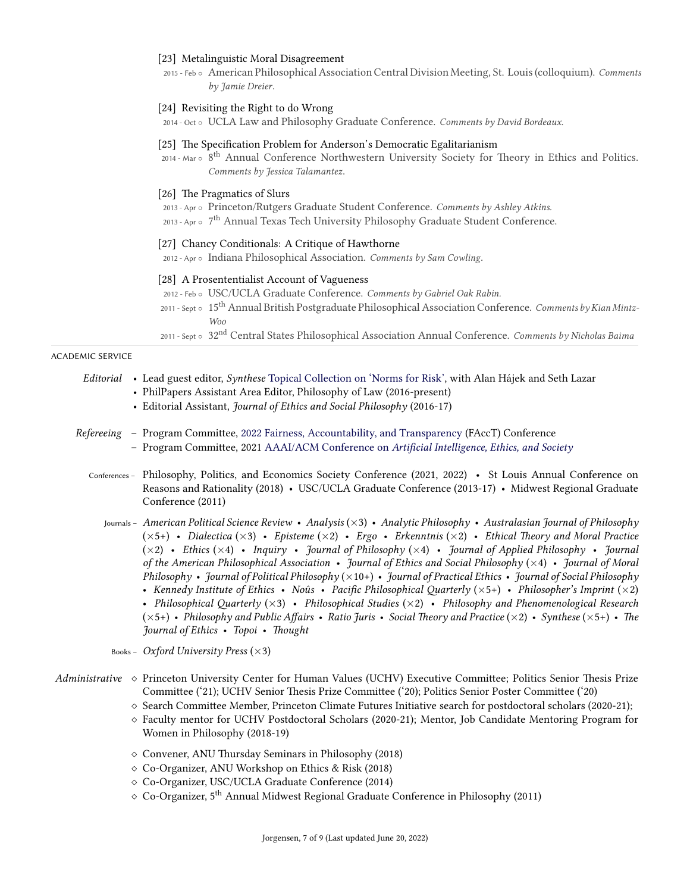[23] Metalinguistic Moral Disagreement

- 2015 - Feb ○ American Philosophical Association Central Division Meeting, St. Louis (colloquium). *Comments by Jamie Dreier*.

[24] Revisiting the Right to do Wrong

- 2014 - Oct ○ UCLA Law and Philosophy Graduate Conference. *Comments by David Bordeaux.*

[25] The Specification Problem for Anderson's Democratic Egalitarianism

- 2014 - Mar ○ 8th Annual Conference Northwestern University Society for Theory in Ethics and Politics. *Comments by Jessica Talamantez*.

[26] The Pragmatics of Slurs

- 2013 - Apr ○ Princeton/Rutgers Graduate Student Conference. *Comments by Ashley Atkins.*
- 2013 - Apr ○ 7th Annual Texas Tech University Philosophy Graduate Student Conference.

[27] Chancy Conditionals: A Critique of Hawthorne

- 2012 - Apr ○ Indiana Philosophical Association. *Comments by Sam Cowling*.

[28] A Prosententialist Account of Vagueness

- 2012 - Feb ○ USC/UCLA Graduate Conference. *Comments by Gabriel Oak Rabin.*
- 2011 - Sept ○ 15th Annual British Postgraduate Philosophical Association Conference. *Comments by Kian Mintz-Woo*
- 2011 - Sept ○ 32nd Central States Philosophical Association Annual Conference. *Comments by Nicholas Baima*

## ACADEMIC SERVICE

*Editorial*

- Lead guest editor, *Synthese* Topical Collection on 'Norms for Risk', with Alan Hájek and Seth Lazar
- PhilPapers Assistant Area Editor, Philosophy of Law (2016-present)
- Editorial Assistant, *Journal of Ethics and Social Philosophy* (2016-17)

*Refereeing*

- Program Committee, 2022 Fairness, Accountability, and Transparency (FAccT) Conference
- Program Committee, 2021 AAAI/ACM Conference on *Artificial Intelligence, Ethics, and Society*

Conferences – Philosophy, Politics, and Economics Society Conference (2021, 2022) • St Louis Annual Conference on Reasons and Rationality (2018) • USC/UCLA Graduate Conference (2013-17) • Midwest Regional Graduate Conference (2011)

Journals – *American Political Science Review* • *Analysis* (×3) • *Analytic Philosophy* • *Australasian Journal of Philosophy* (×5+) • *Dialectica* (×3) • *Episteme* (×2) • *Ergo* • *Erkenntnis* (×2) • *Ethical Theory and Moral Practice* (×2) • *Ethics* (×4) • *Inquiry* • *Journal of Philosophy* (×4) • *Journal of Applied Philosophy* • *Journal of the American Philosophical Association* • *Journal of Ethics and Social Philosophy* (×4) • *Journal of Moral Philosophy* • *Journal of Political Philosophy* (×10+) • *Journal of Practical Ethics* • *Journal of Social Philosophy* • *Kennedy Institute of Ethics* • *Noûs* • *Pacific Philosophical Quarterly* (×5+) • *Philosopher's Imprint* (×2) • *Philosophical Quarterly* (×3) • *Philosophical Studies* (×2) • *Philosophy and Phenomenological Research* (×5+) • *Philosophy and Public Affairs* • *Ratio Juris* • *Social Theory and Practice* (×2) • *Synthese* (×5+) • *The Journal of Ethics* • *Topoi* • *Thought*

Books – *Oxford University Press* (×3)

*Administrative*

- ◇ Princeton University Center for Human Values (UCHV) Executive Committee; Politics Senior Thesis Prize Committee ('21); UCHV Senior Thesis Prize Committee ('20); Politics Senior Poster Committee ('20)
- ◇ Search Committee Member, Princeton Climate Futures Initiative search for postdoctoral scholars (2020-21);
- ◇ Faculty mentor for UCHV Postdoctoral Scholars (2020-21); Mentor, Job Candidate Mentoring Program for Women in Philosophy (2018-19)
- ◇ Convener, ANU Thursday Seminars in Philosophy (2018)
- ◇ Co-Organizer, ANU Workshop on Ethics & Risk (2018)
- ◇ Co-Organizer, USC/UCLA Graduate Conference (2014)
- ◇ Co-Organizer, 5th Annual Midwest Regional Graduate Conference in Philosophy (2011)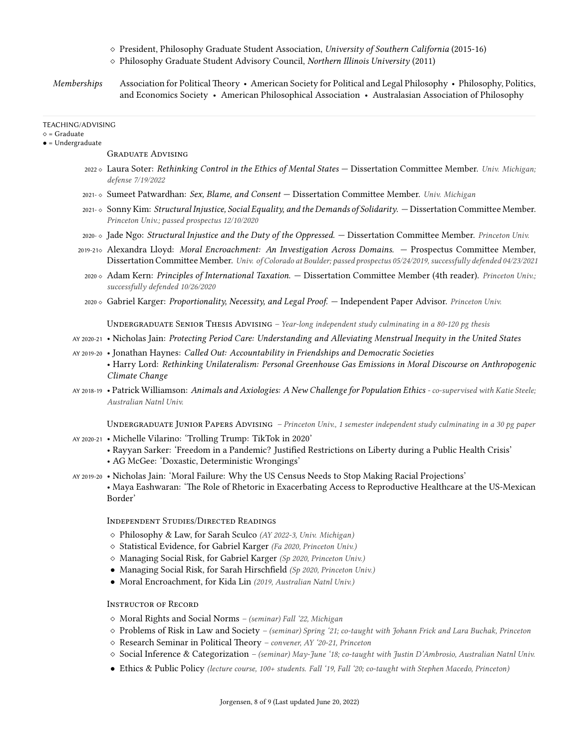- ◇ President, Philosophy Graduate Student Association, *University of Southern California* (2015-16)
- ◇ Philosophy Graduate Student Advisory Council, *Northern Illinois University* (2011)

*Memberships* Association for Political Theory • American Society for Political and Legal Philosophy • Philosophy, Politics, and Economics Society • American Philosophical Association • Australasian Association of Philosophy

---

## TEACHING/ADVISING

◇ = Graduate
● = Undergraduate

### Graduate Advising

- 2022 ◇ Laura Soter: *Rethinking Control in the Ethics of Mental States* — Dissertation Committee Member. *Univ. Michigan; defense 7/19/2022*
- 2021- ◇ Sumeet Patwardhan: *Sex, Blame, and Consent* — Dissertation Committee Member. *Univ. Michigan*
- 2021- ◇ Sonny Kim: *Structural Injustice, Social Equality, and the Demands of Solidarity.* — Dissertation Committee Member. *Princeton Univ.; passed prospectus 12/10/2020*
- 2020- ◇ Jade Ngo: *Structural Injustice and the Duty of the Oppressed.* — Dissertation Committee Member. *Princeton Univ.*
- 2019-21 ◇ Alexandra Lloyd: *Moral Encroachment: An Investigation Across Domains.* — Prospectus Committee Member, Dissertation Committee Member. *Univ. of Colorado at Boulder; passed prospectus 05/24/2019, successfully defended 04/23/2021*
- 2020 ◇ Adam Kern: *Principles of International Taxation.* — Dissertation Committee Member (4th reader). *Princeton Univ.; successfully defended 10/26/2020*
- 2020 ◇ Gabriel Karger: *Proportionality, Necessity, and Legal Proof.* — Independent Paper Advisor. *Princeton Univ.*

### Undergraduate Senior Thesis Advising – *Year-long independent study culminating in a 80-120 pg thesis*

- AY 2020-21 • Nicholas Jain: *Protecting Period Care: Understanding and Alleviating Menstrual Inequity in the United States*
- AY 2019-20 • Jonathan Haynes: *Called Out: Accountability in Friendships and Democratic Societies*
  - • Harry Lord: *Rethinking Unilateralism: Personal Greenhouse Gas Emissions in Moral Discourse on Anthropogenic Climate Change*
- AY 2018-19 • Patrick Williamson: *Animals and Axiologies: A New Challenge for Population Ethics - co-supervised with Katie Steele; Australian Natnl Univ.*

### Undergraduate Junior Papers Advising – *Princeton Univ., 1 semester independent study culminating in a 30 pg paper*

- AY 2020-21 • Michelle Vilarino: 'Trolling Trump: TikTok in 2020'
  - • Rayyan Sarker: 'Freedom in a Pandemic? Justified Restrictions on Liberty during a Public Health Crisis'
  - • AG McGee: 'Doxastic, Deterministic Wrongings'
- AY 2019-20 • Nicholas Jain: 'Moral Failure: Why the US Census Needs to Stop Making Racial Projections'
  - • Maya Eashwaran: 'The Role of Rhetoric in Exacerbating Access to Reproductive Healthcare at the US-Mexican Border'

### Independent Studies/Directed Readings

- ◇ Philosophy & Law, for Sarah Sculco *(AY 2022-3, Univ. Michigan)*
- ◇ Statistical Evidence, for Gabriel Karger *(Fa 2020, Princeton Univ.)*
- ◇ Managing Social Risk, for Gabriel Karger *(Sp 2020, Princeton Univ.)*
- ● Managing Social Risk, for Sarah Hirschfield *(Sp 2020, Princeton Univ.)*
- ● Moral Encroachment, for Kida Lin *(2019, Australian Natnl Univ.)*

### Instructor of Record

- ◇ Moral Rights and Social Norms – *(seminar) Fall '22, Michigan*
- ◇ Problems of Risk in Law and Society – *(seminar) Spring '21; co-taught with Johann Frick and Lara Buchak, Princeton*
- ◇ Research Seminar in Political Theory – *convener, AY '20-21, Princeton*
- ◇ Social Inference & Categorization – *(seminar) May-June '18; co-taught with Justin D'Ambrosio, Australian Natnl Univ.*
- ● Ethics & Public Policy *(lecture course, 100+ students. Fall '19, Fall '20; co-taught with Stephen Macedo, Princeton)*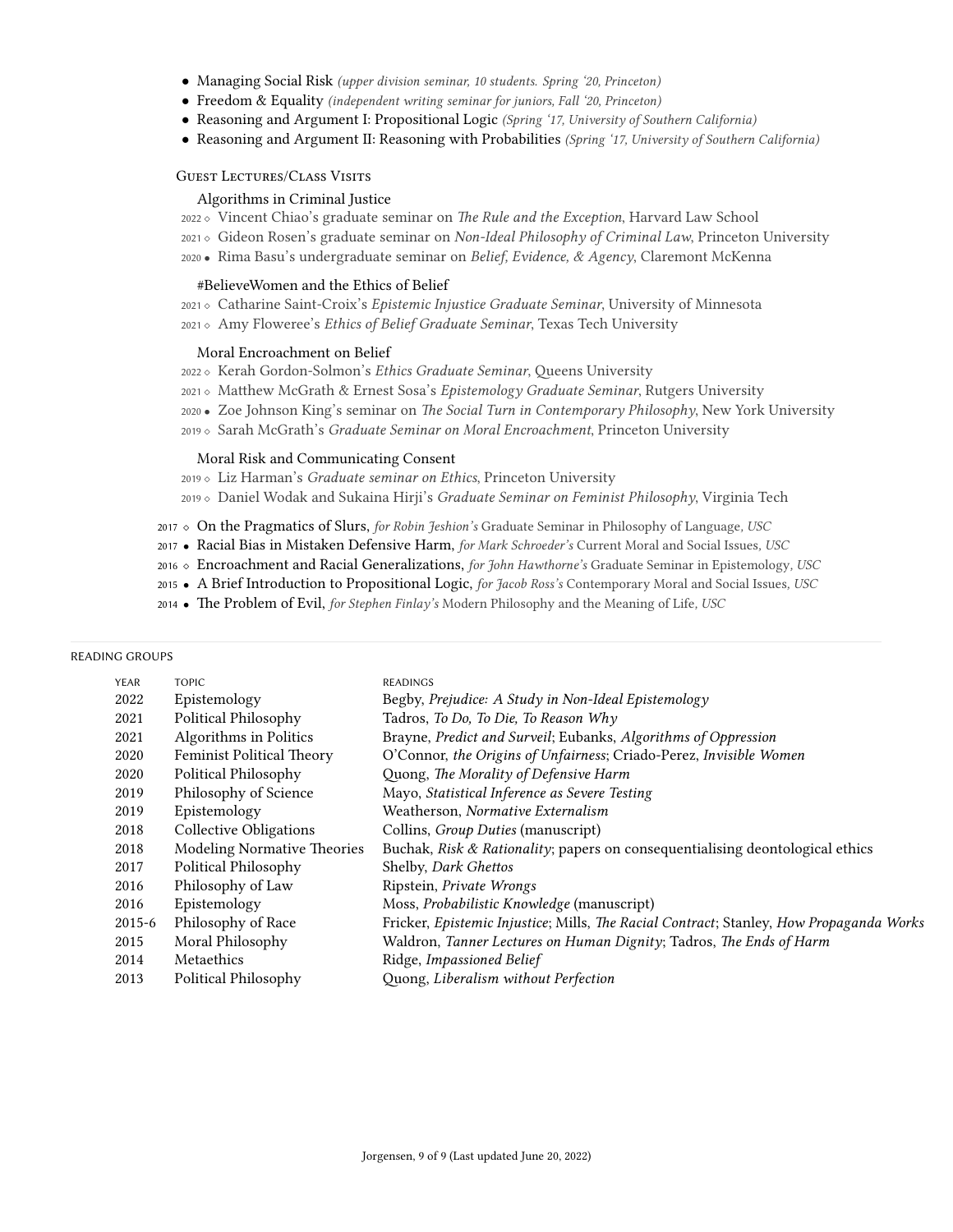- Managing Social Risk *(upper division seminar, 10 students. Spring '20, Princeton)*
- Freedom & Equality *(independent writing seminar for juniors, Fall '20, Princeton)*
- Reasoning and Argument I: Propositional Logic *(Spring '17, University of Southern California)*
- Reasoning and Argument II: Reasoning with Probabilities *(Spring '17, University of Southern California)*

### Guest Lectures/Class Visits

#### Algorithms in Criminal Justice

- 2022 ◇ Vincent Chiao's graduate seminar on *The Rule and the Exception*, Harvard Law School
- 2021 ◇ Gideon Rosen's graduate seminar on *Non-Ideal Philosophy of Criminal Law*, Princeton University
- 2020 • Rima Basu's undergraduate seminar on *Belief, Evidence, & Agency*, Claremont McKenna

#### #BelieveWomen and the Ethics of Belief

- 2021 ◇ Catharine Saint-Croix's *Epistemic Injustice Graduate Seminar*, University of Minnesota
- 2021 ◇ Amy Floweree's *Ethics of Belief Graduate Seminar*, Texas Tech University

#### Moral Encroachment on Belief

- 2022 ◇ Kerah Gordon-Solmon's *Ethics Graduate Seminar*, Queens University
- 2021 ◇ Matthew McGrath & Ernest Sosa's *Epistemology Graduate Seminar*, Rutgers University
- 2020 • Zoe Johnson King's seminar on *The Social Turn in Contemporary Philosophy*, New York University
- 2019 ◇ Sarah McGrath's *Graduate Seminar on Moral Encroachment*, Princeton University

#### Moral Risk and Communicating Consent

- 2019 ◇ Liz Harman's *Graduate seminar on Ethics*, Princeton University
- 2019 ◇ Daniel Wodak and Sukaina Hirji's *Graduate Seminar on Feminist Philosophy*, Virginia Tech

- 2017 ◇ On the Pragmatics of Slurs, *for Robin Jeshion's* Graduate Seminar in Philosophy of Language*, USC*
- 2017 • Racial Bias in Mistaken Defensive Harm, *for Mark Schroeder's* Current Moral and Social Issues*, USC*
- 2016 ◇ Encroachment and Racial Generalizations, *for John Hawthorne's* Graduate Seminar in Epistemology*, USC*
- 2015 • A Brief Introduction to Propositional Logic, *for Jacob Ross's* Contemporary Moral and Social Issues*, USC*
- 2014 • The Problem of Evil, *for Stephen Finlay's* Modern Philosophy and the Meaning of Life*, USC*

## Reading Groups

| YEAR | TOPIC | READINGS |
|---|---|---|
| 2022 | Epistemology | Begby, *Prejudice: A Study in Non-Ideal Epistemology* |
| 2021 | Political Philosophy | Tadros, *To Do, To Die, To Reason Why* |
| 2021 | Algorithms in Politics | Brayne, *Predict and Surveil*; Eubanks, *Algorithms of Oppression* |
| 2020 | Feminist Political Theory | O'Connor, *the Origins of Unfairness*; Criado-Perez, *Invisible Women* |
| 2020 | Political Philosophy | Quong, *The Morality of Defensive Harm* |
| 2019 | Philosophy of Science | Mayo, *Statistical Inference as Severe Testing* |
| 2019 | Epistemology | Weatherson, *Normative Externalism* |
| 2018 | Collective Obligations | Collins, *Group Duties* (manuscript) |
| 2018 | Modeling Normative Theories | Buchak, *Risk & Rationality*; papers on consequentialising deontological ethics |
| 2017 | Political Philosophy | Shelby, *Dark Ghettos* |
| 2016 | Philosophy of Law | Ripstein, *Private Wrongs* |
| 2016 | Epistemology | Moss, *Probabilistic Knowledge* (manuscript) |
| 2015-6 | Philosophy of Race | Fricker, *Epistemic Injustice*; Mills, *The Racial Contract*; Stanley, *How Propaganda Works* |
| 2015 | Moral Philosophy | Waldron, *Tanner Lectures on Human Dignity*; Tadros, *The Ends of Harm* |
| 2014 | Metaethics | Ridge, *Impassioned Belief* |
| 2013 | Political Philosophy | Quong, *Liberalism without Perfection* |